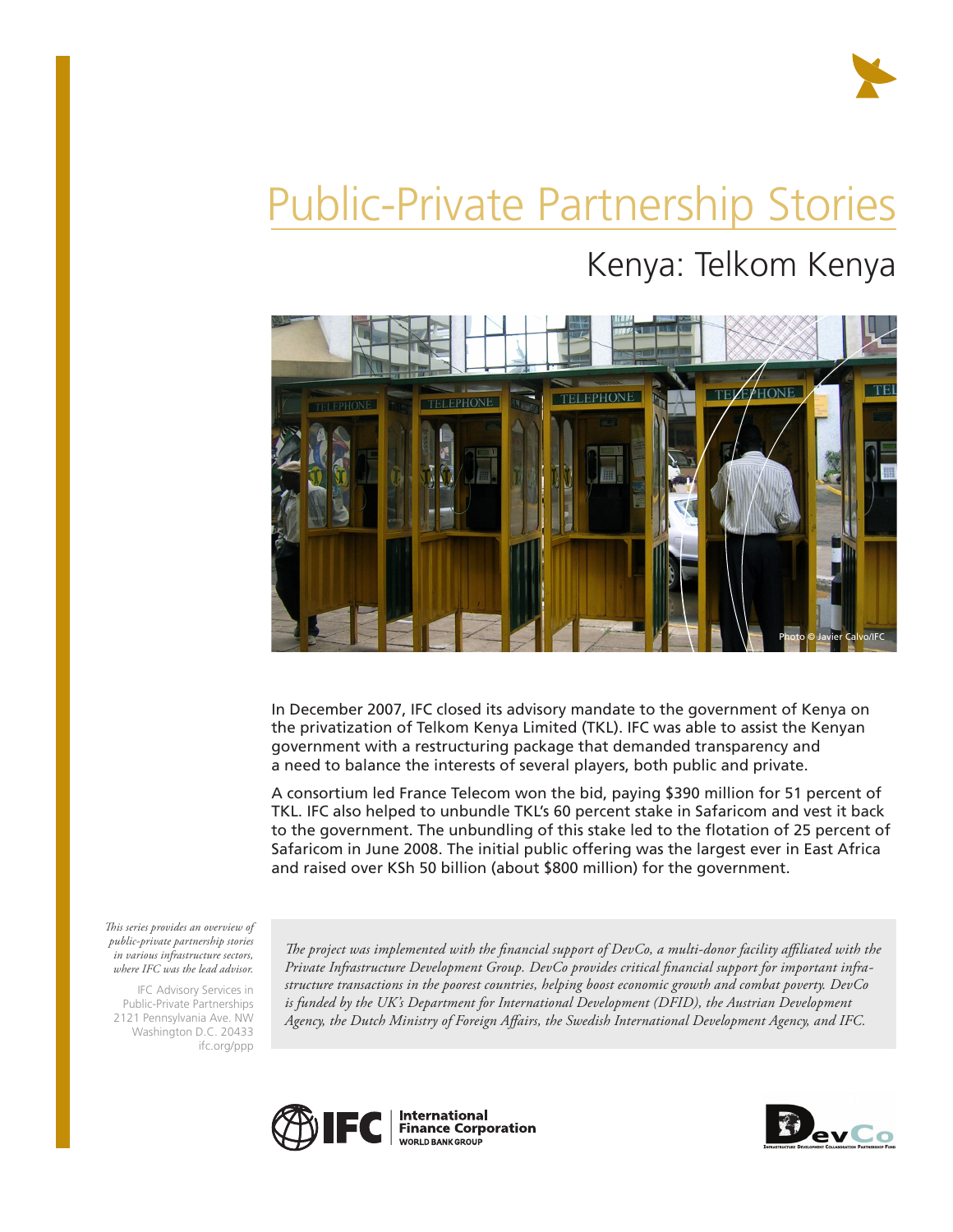# Public-Private Partnership Stories

## Kenya: Telkom Kenya

Photo © Javier Calvo/IFC

In December 2007, IFC closed its advisory mandate to the government of Kenya on the privatization of Telkom Kenya Limited (TKL). IFC was able to assist the Kenyan government with a restructuring package that demanded transparency and a need to balance the interests of several players, both public and private.

A consortium led France Telecom won the bid, paying $390 million for 51 percent of TKL. IFC also helped to unbundle TKL's 60 percent stake in Safaricom and vest it back to the government. The unbundling of this stake led to the flotation of 25 percent of Safaricom in June 2008. The initial public offering was the largest ever in East Africa and raised over KSh 50 billion (about $800 million) for the government.

*This series provides an overview of public-private partnership stories in various infrastructure sectors, where IFC was the lead advisor.*

IFC Advisory Services in Public-Private Partnerships
2121 Pennsylvania Ave. NW
Washington D.C. 20433
ifc.org/ppp

*The project was implemented with the financial support of DevCo, a multi-donor facility affiliated with the Private Infrastructure Development Group. DevCo provides critical financial support for important infrastructure transactions in the poorest countries, helping boost economic growth and combat poverty. DevCo is funded by the UK's Department for International Development (DFID), the Austrian Development Agency, the Dutch Ministry of Foreign Affairs, the Swedish International Development Agency, and IFC.*

IFC | International Finance Corporation, World Bank Group

DevCo — Infrastructure Development Collaboration Partnership Fund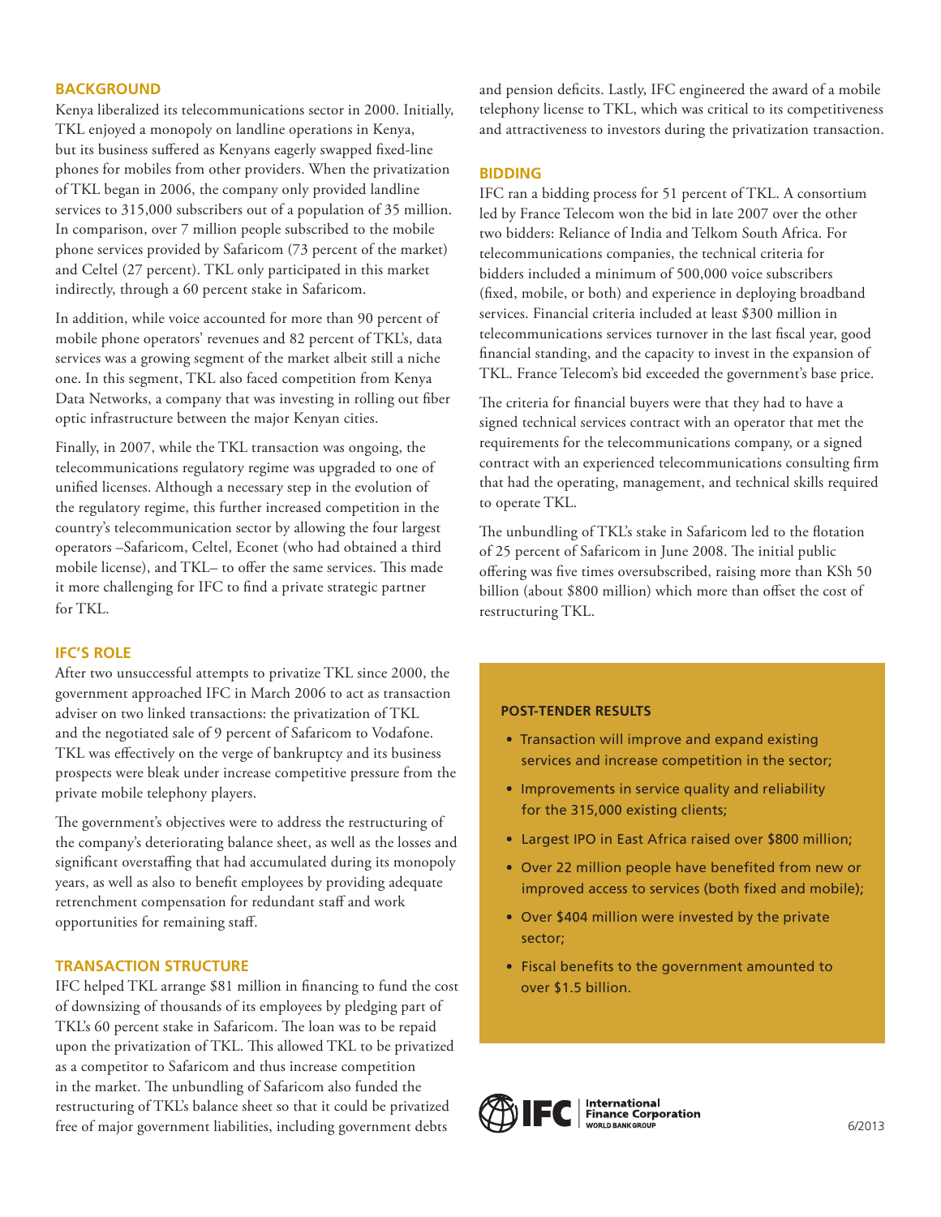## BACKGROUND

Kenya liberalized its telecommunications sector in 2000. Initially, TKL enjoyed a monopoly on landline operations in Kenya, but its business suffered as Kenyans eagerly swapped fixed-line phones for mobiles from other providers. When the privatization of TKL began in 2006, the company only provided landline services to 315,000 subscribers out of a population of 35 million. In comparison, over 7 million people subscribed to the mobile phone services provided by Safaricom (73 percent of the market) and Celtel (27 percent). TKL only participated in this market indirectly, through a 60 percent stake in Safaricom.

In addition, while voice accounted for more than 90 percent of mobile phone operators' revenues and 82 percent of TKL's, data services was a growing segment of the market albeit still a niche one. In this segment, TKL also faced competition from Kenya Data Networks, a company that was investing in rolling out fiber optic infrastructure between the major Kenyan cities.

Finally, in 2007, while the TKL transaction was ongoing, the telecommunications regulatory regime was upgraded to one of unified licenses. Although a necessary step in the evolution of the regulatory regime, this further increased competition in the country's telecommunication sector by allowing the four largest operators –Safaricom, Celtel, Econet (who had obtained a third mobile license), and TKL– to offer the same services. This made it more challenging for IFC to find a private strategic partner for TKL.

## IFC'S ROLE

After two unsuccessful attempts to privatize TKL since 2000, the government approached IFC in March 2006 to act as transaction adviser on two linked transactions: the privatization of TKL and the negotiated sale of 9 percent of Safaricom to Vodafone. TKL was effectively on the verge of bankruptcy and its business prospects were bleak under increase competitive pressure from the private mobile telephony players.

The government's objectives were to address the restructuring of the company's deteriorating balance sheet, as well as the losses and significant overstaffing that had accumulated during its monopoly years, as well as also to benefit employees by providing adequate retrenchment compensation for redundant staff and work opportunities for remaining staff.

## TRANSACTION STRUCTURE

IFC helped TKL arrange $81 million in financing to fund the cost of downsizing of thousands of its employees by pledging part of TKL's 60 percent stake in Safaricom. The loan was to be repaid upon the privatization of TKL. This allowed TKL to be privatized as a competitor to Safaricom and thus increase competition in the market. The unbundling of Safaricom also funded the restructuring of TKL's balance sheet so that it could be privatized free of major government liabilities, including government debts and pension deficits. Lastly, IFC engineered the award of a mobile telephony license to TKL, which was critical to its competitiveness and attractiveness to investors during the privatization transaction.

## BIDDING

IFC ran a bidding process for 51 percent of TKL. A consortium led by France Telecom won the bid in late 2007 over the other two bidders: Reliance of India and Telkom South Africa. For telecommunications companies, the technical criteria for bidders included a minimum of 500,000 voice subscribers (fixed, mobile, or both) and experience in deploying broadband services. Financial criteria included at least $300 million in telecommunications services turnover in the last fiscal year, good financial standing, and the capacity to invest in the expansion of TKL. France Telecom's bid exceeded the government's base price.

The criteria for financial buyers were that they had to have a signed technical services contract with an operator that met the requirements for the telecommunications company, or a signed contract with an experienced telecommunications consulting firm that had the operating, management, and technical skills required to operate TKL.

The unbundling of TKL's stake in Safaricom led to the flotation of 25 percent of Safaricom in June 2008. The initial public offering was five times oversubscribed, raising more than KSh 50 billion (about $800 million) which more than offset the cost of restructuring TKL.

### POST-TENDER RESULTS

- Transaction will improve and expand existing services and increase competition in the sector;
- Improvements in service quality and reliability for the 315,000 existing clients;
- Largest IPO in East Africa raised over $800 million;
- Over 22 million people have benefited from new or improved access to services (both fixed and mobile);
- Over $404 million were invested by the private sector;
- Fiscal benefits to the government amounted to over $1.5 billion.

IFC International Finance Corporation WORLD BANK GROUP

6/2013